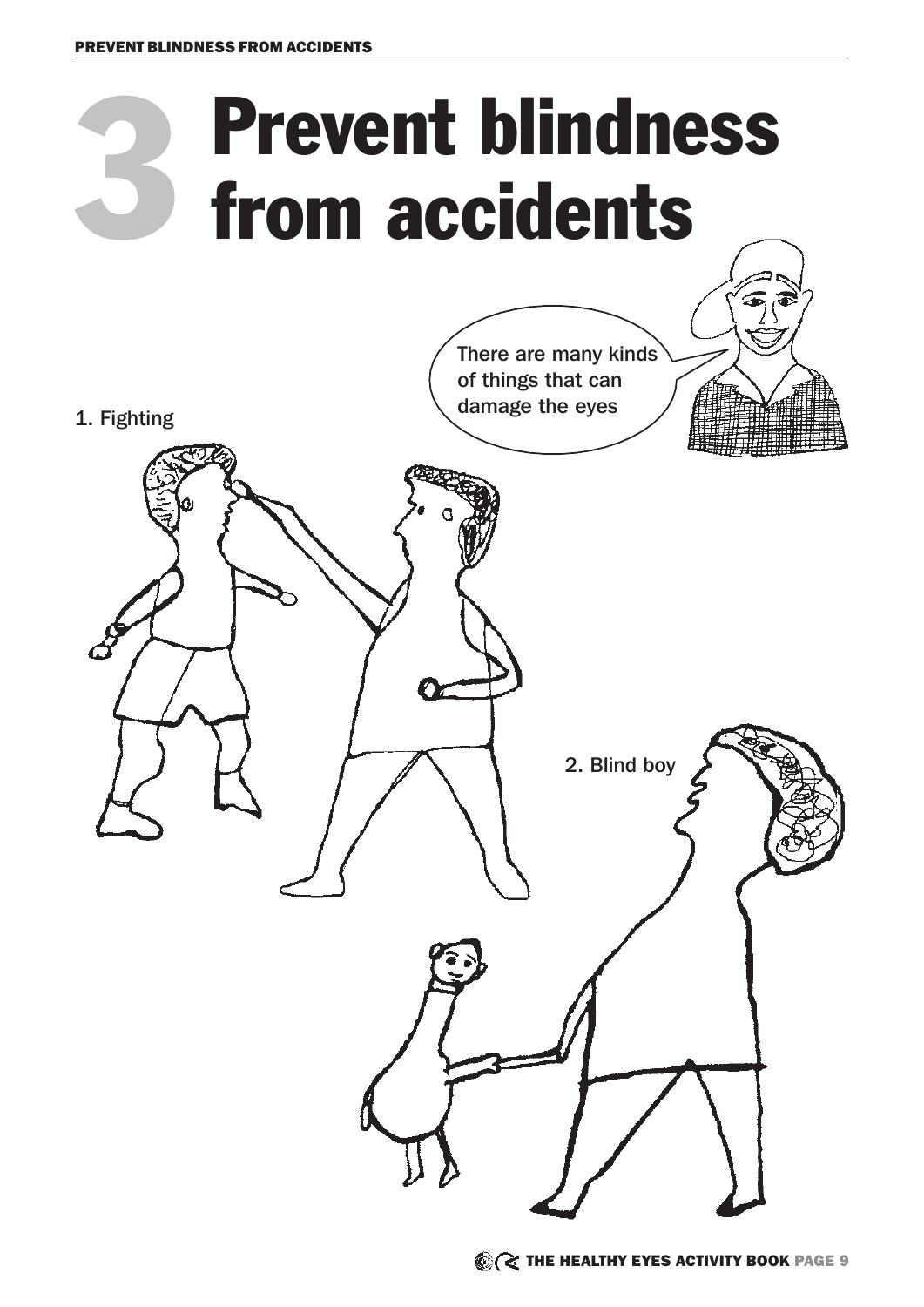# 3 Prevent blindness from accidents

There are many kinds of things that can damage the eyes

1. Fighting

2. Blind boy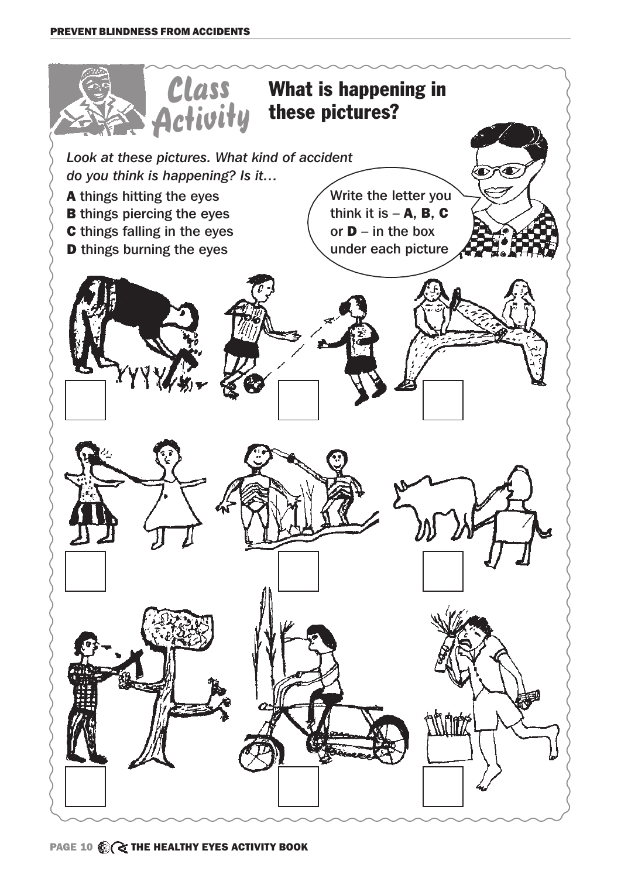## Class Activity

# What is happening in these pictures?

*Look at these pictures. What kind of accident do you think is happening? Is it…*

**A** things hitting the eyes
**B** things piercing the eyes
**C** things falling in the eyes
**D** things burning the eyes

Write the letter you think it is – **A**, **B**, **C** or **D** – in the box under each picture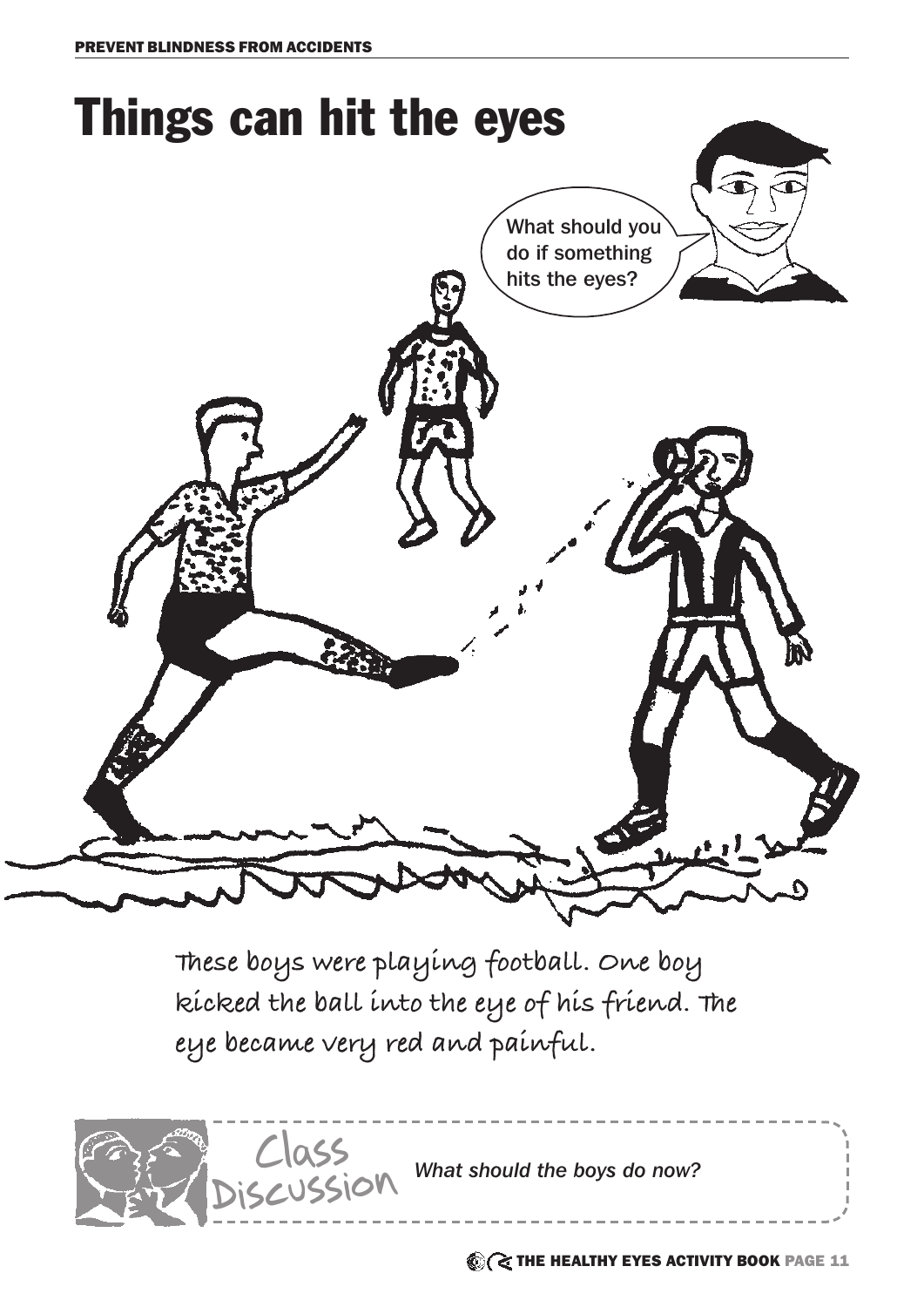# Things can hit the eyes

What should you do if something hits the eyes?

These boys were playing football. One boy kicked the ball into the eye of his friend. The eye became very red and painful.

**Class Discussion** *What should the boys do now?*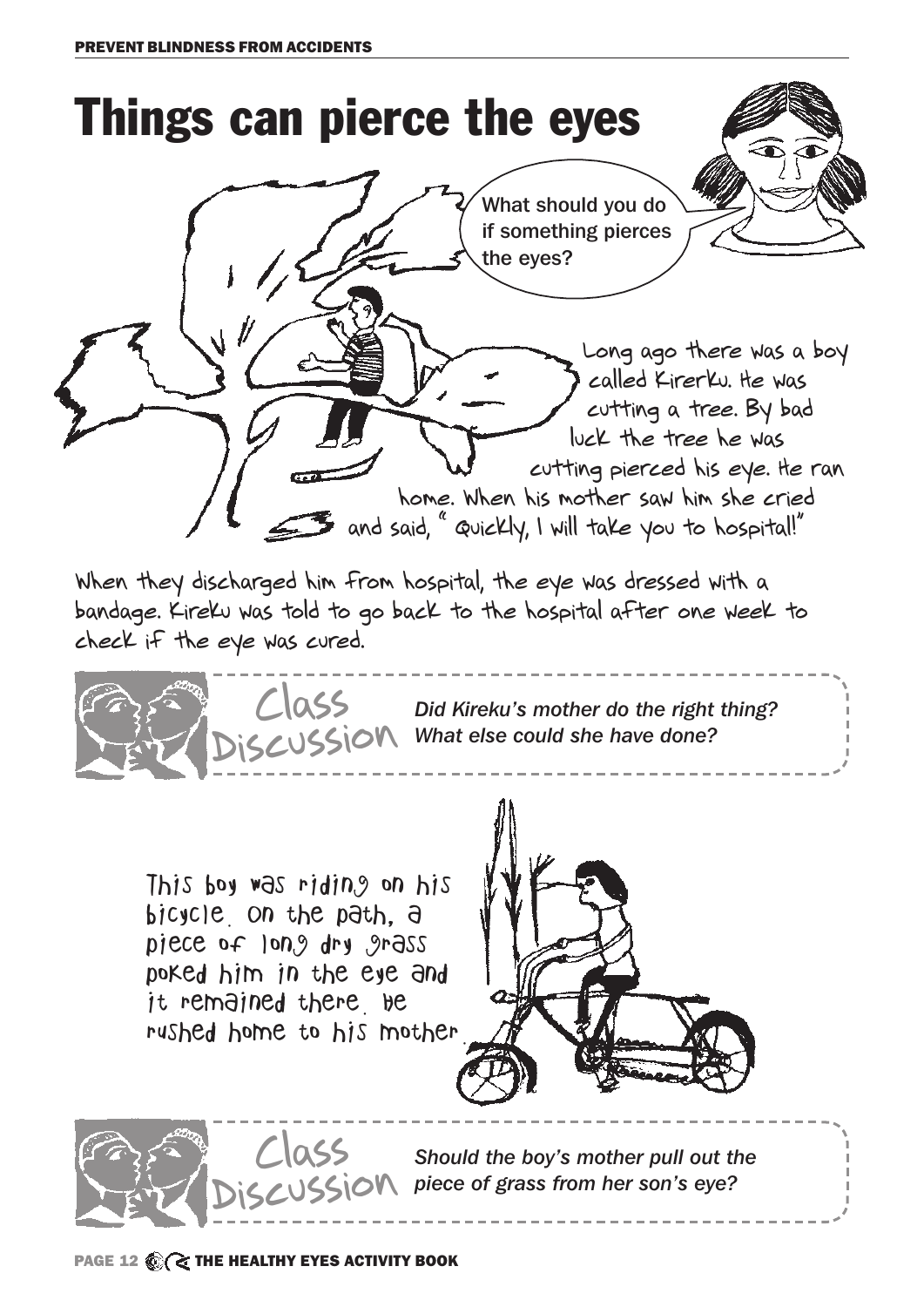# Things can pierce the eyes

What should you do if something pierces the eyes?

Long ago there was a boy called Kirerku. He was cutting a tree. By bad luck the tree he was cutting pierced his eye. He ran home. When his mother saw him she cried and said, "Quickly, I will take you to hospital!"

When they discharged him from hospital, the eye was dressed with a bandage. Kireku was told to go back to the hospital after one week to check if the eye was cured.

**Class Discussion** *Did Kireku's mother do the right thing? What else could she have done?*

This boy was riding on his bicycle. On the path, a piece of long dry grass poked him in the eye and it remained there. He rushed home to his mother.

**Class Discussion** *Should the boy's mother pull out the piece of grass from her son's eye?*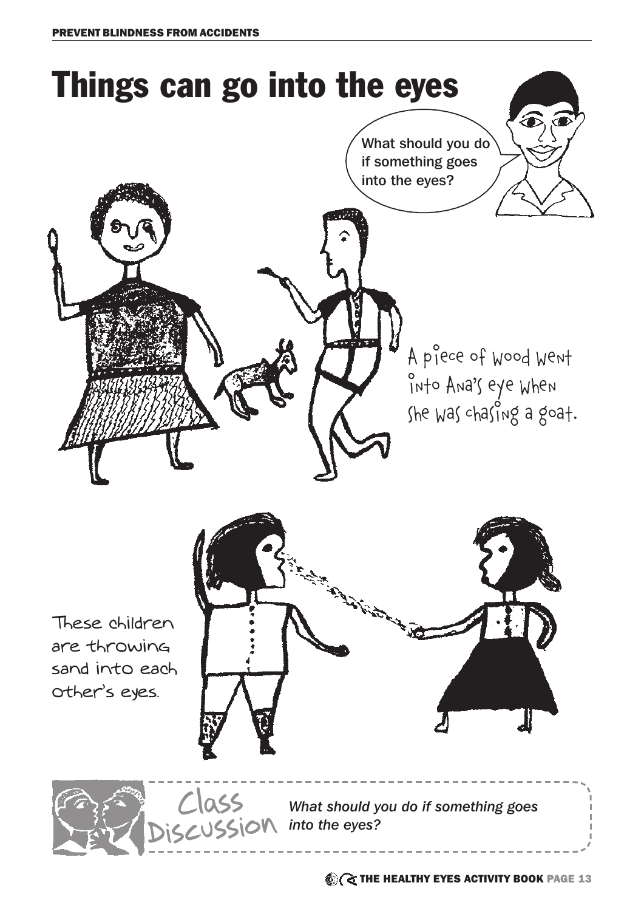# Things can go into the eyes

What should you do if something goes into the eyes?

A piece of wood went into Ana's eye when she was chasing a goat.

These children are throwing sand into each other's eyes.

**Class Discussion**

*What should you do if something goes into the eyes?*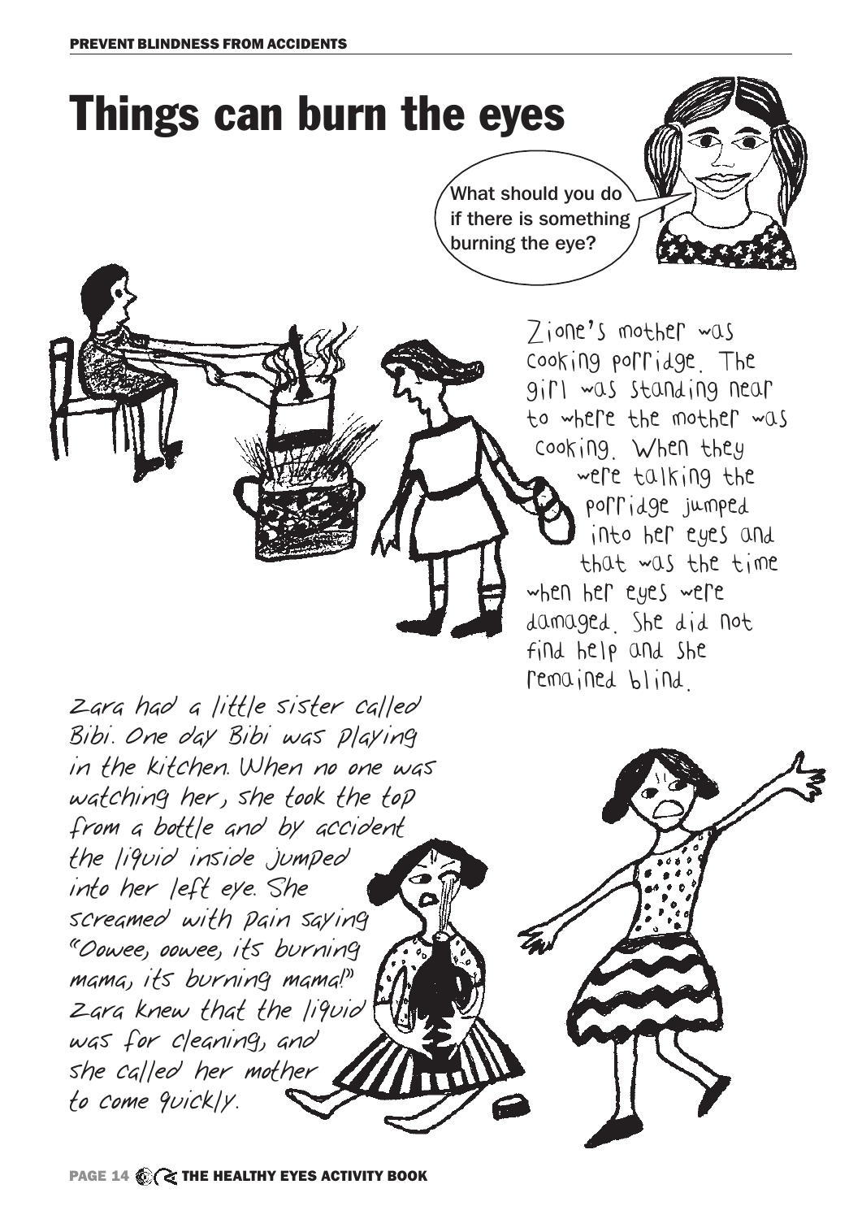# Things can burn the eyes

What should you do if there is something burning the eye?

Zione's mother was cooking porridge. The girl was standing near to where the mother was cooking. When they were talking the porridge jumped into her eyes and that was the time when her eyes were damaged. She did not find help and she remained blind.

Zara had a little sister called Bibi. One day Bibi was playing in the kitchen. When no one was watching her, she took the top from a bottle and by accident the liquid inside jumped into her left eye. She screamed with pain saying "Oowee, oowee, its burning mama, its burning mama!" Zara knew that the liquid was for cleaning, and she called her mother to come quickly.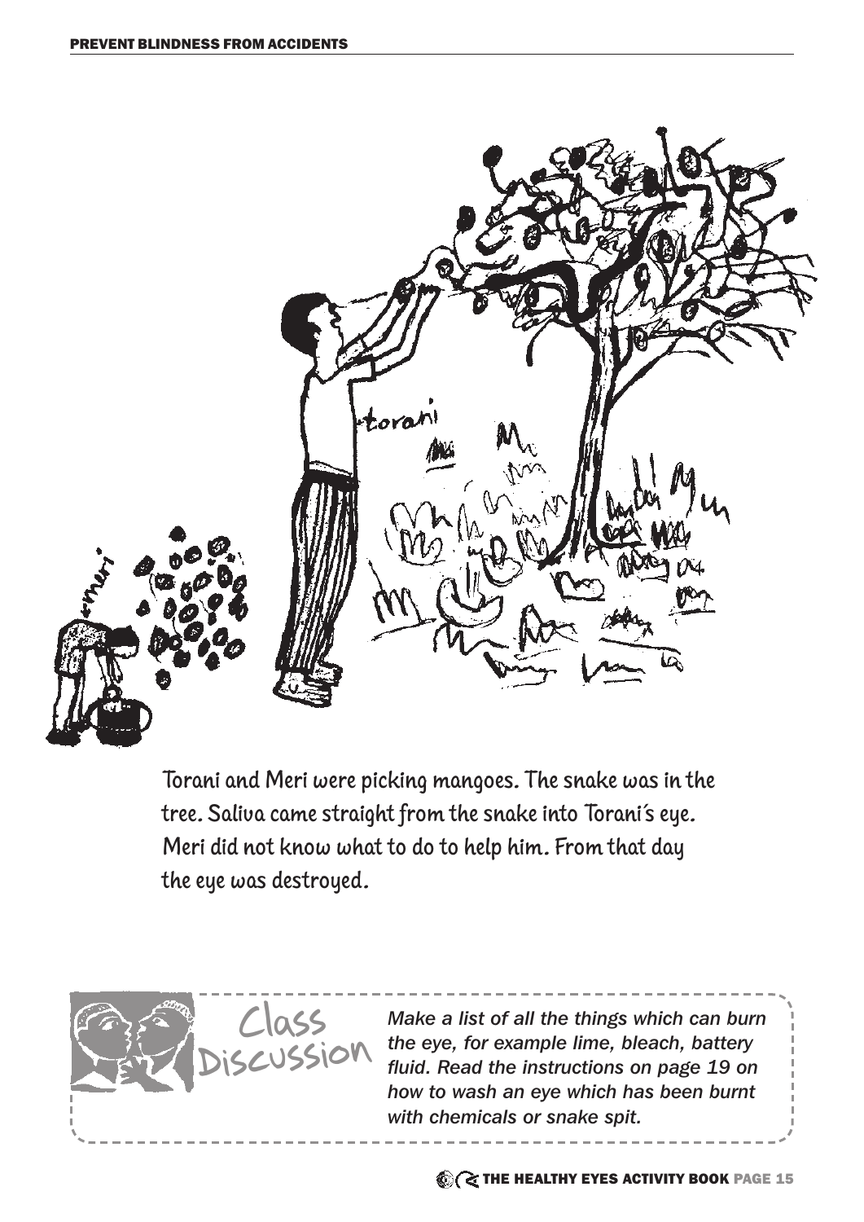Torani and Meri were picking mangoes. The snake was in the tree. Saliva came straight from the snake into Torani's eye. Meri did not know what to do to help him. From that day the eye was destroyed.

**Class Discussion**

*Make a list of all the things which can burn the eye, for example lime, bleach, battery fluid. Read the instructions on page 19 on how to wash an eye which has been burnt with chemicals or snake spit.*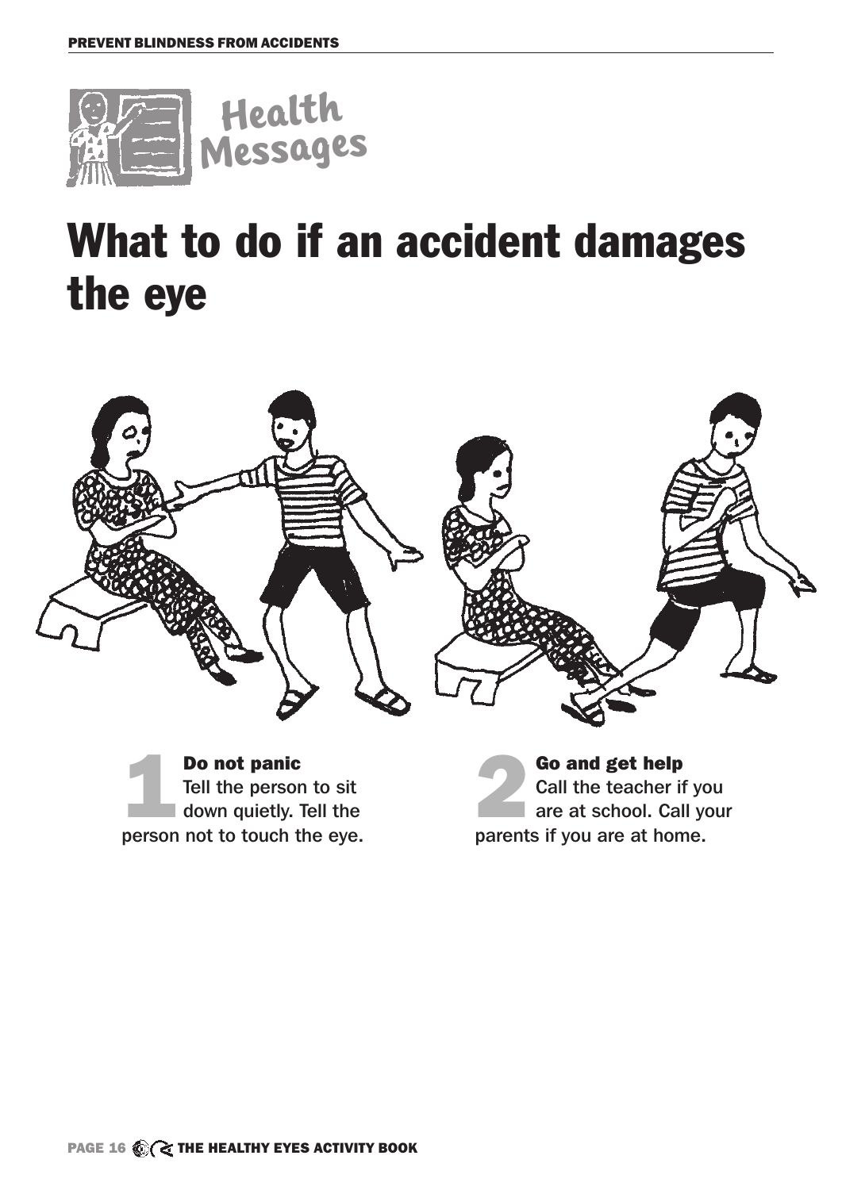Health Messages

# What to do if an accident damages the eye

**1 Do not panic**
Tell the person to sit down quietly. Tell the person not to touch the eye.

**2 Go and get help**
Call the teacher if you are at school. Call your parents if you are at home.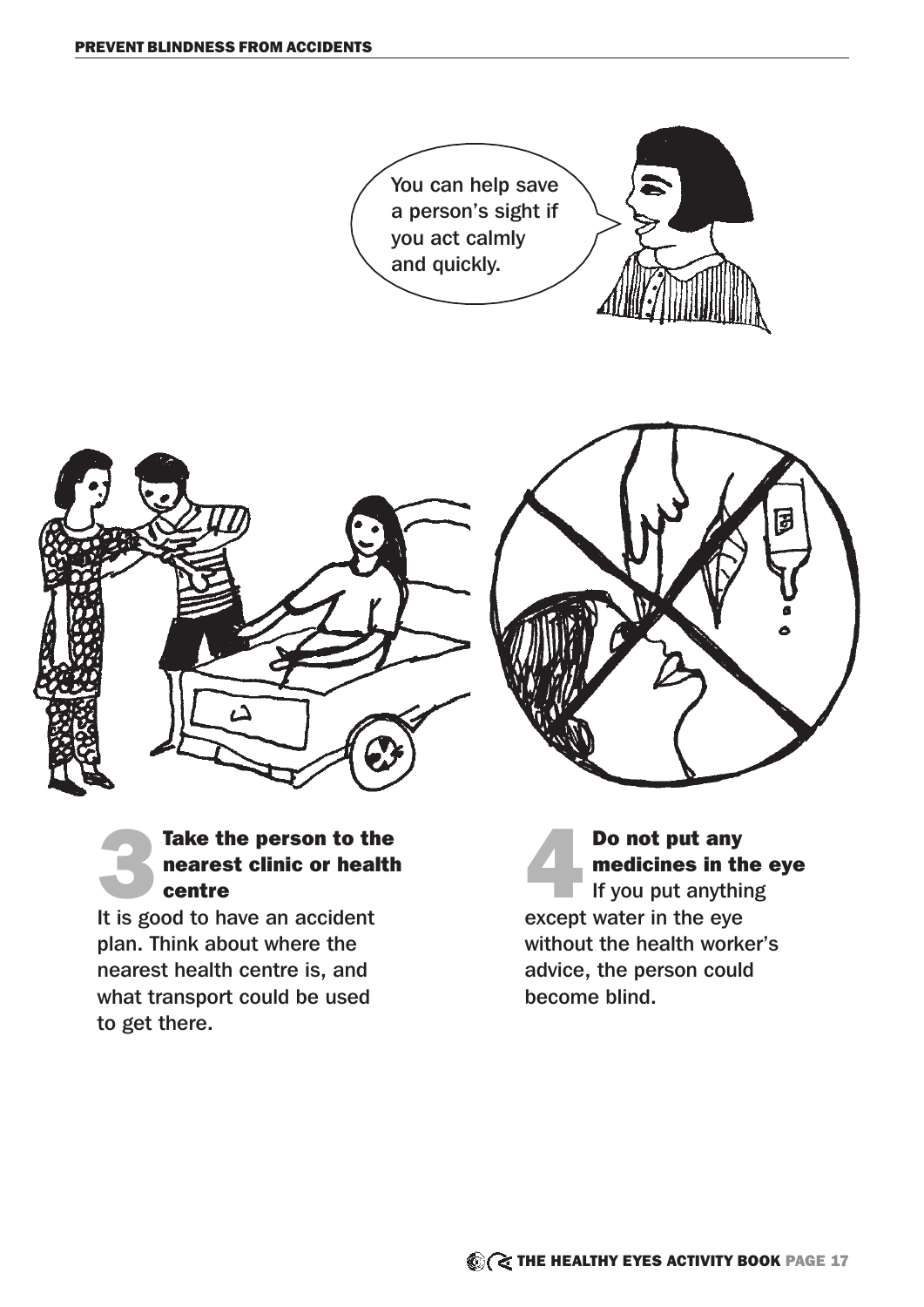You can help save a person's sight if you act calmly and quickly.

## 3 Take the person to the nearest clinic or health centre

It is good to have an accident plan. Think about where the nearest health centre is, and what transport could be used to get there.

## 4 Do not put any medicines in the eye

If you put anything except water in the eye without the health worker's advice, the person could become blind.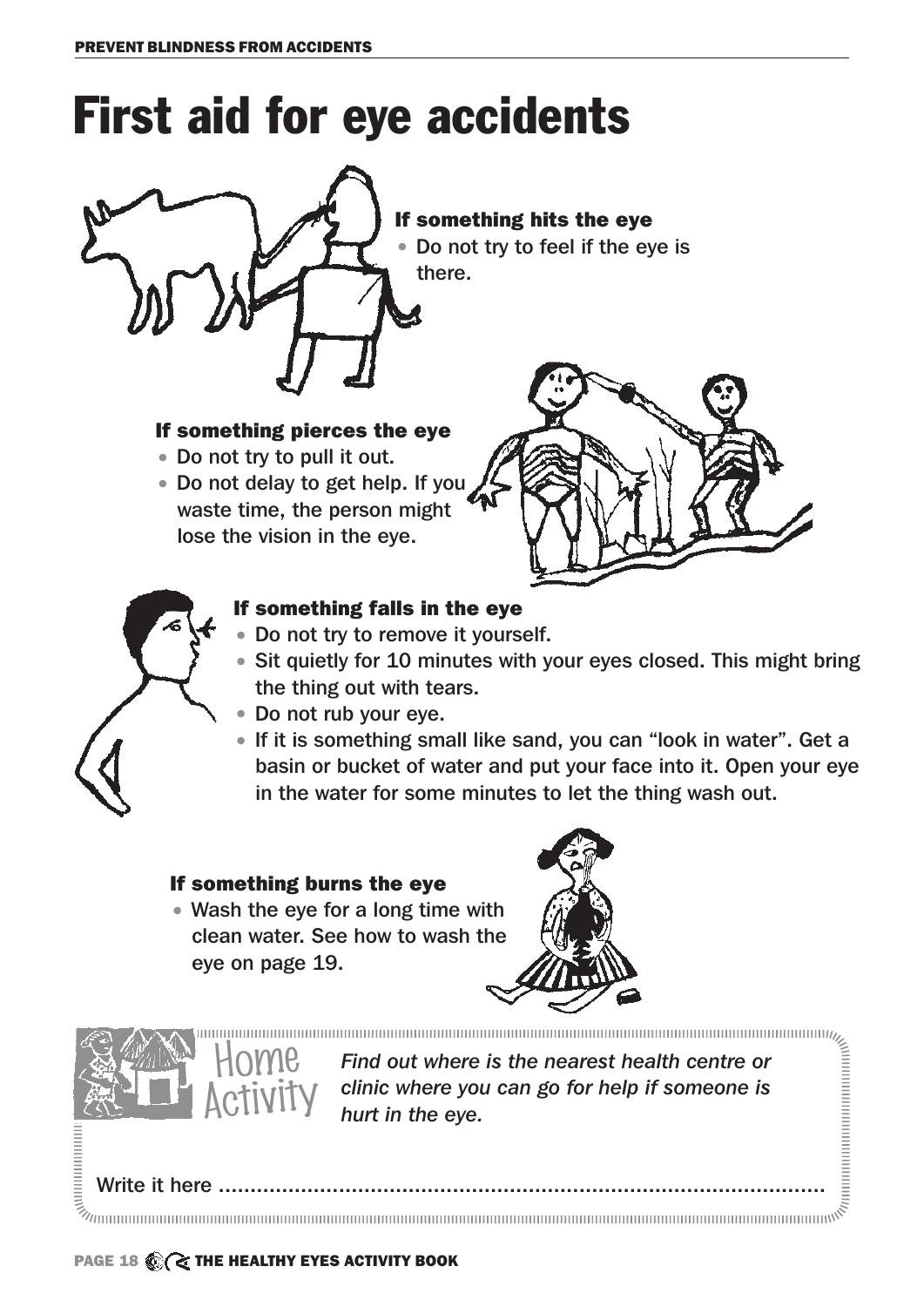# First aid for eye accidents

### If something hits the eye

- Do not try to feel if the eye is there.

### If something pierces the eye

- Do not try to pull it out.
- Do not delay to get help. If you waste time, the person might lose the vision in the eye.

### If something falls in the eye

- Do not try to remove it yourself.
- Sit quietly for 10 minutes with your eyes closed. This might bring the thing out with tears.
- Do not rub your eye.
- If it is something small like sand, you can "look in water". Get a basin or bucket of water and put your face into it. Open your eye in the water for some minutes to let the thing wash out.

### If something burns the eye

- Wash the eye for a long time with clean water. See how to wash the eye on page 19.

## Home Activity

*Find out where is the nearest health centre or clinic where you can go for help if someone is hurt in the eye.*

Write it here ...............................................................................................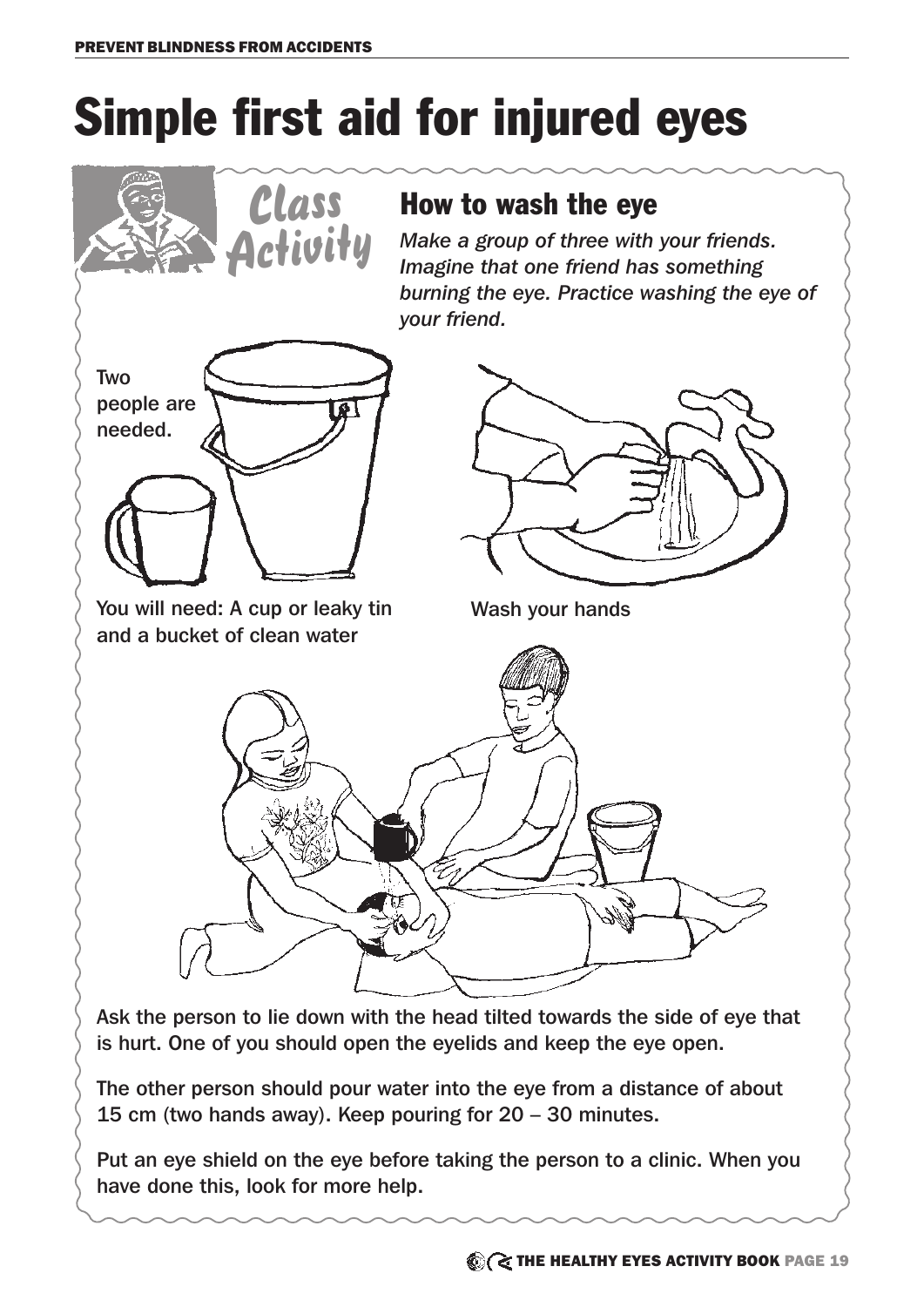# Simple first aid for injured eyes

Class Activity

## How to wash the eye

*Make a group of three with your friends. Imagine that one friend has something burning the eye. Practice washing the eye of your friend.*

Two people are needed.

You will need: A cup or leaky tin and a bucket of clean water

Wash your hands

Ask the person to lie down with the head tilted towards the side of eye that is hurt. One of you should open the eyelids and keep the eye open.

The other person should pour water into the eye from a distance of about 15 cm (two hands away). Keep pouring for 20 – 30 minutes.

Put an eye shield on the eye before taking the person to a clinic. When you have done this, look for more help.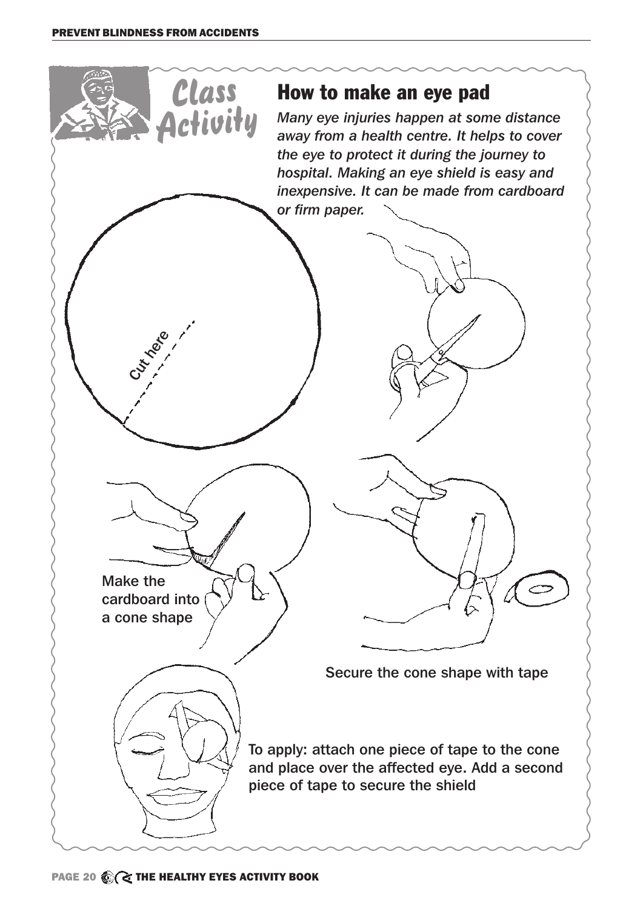Class Activity

## How to make an eye pad

*Many eye injuries happen at some distance away from a health centre. It helps to cover the eye to protect it during the journey to hospital. Making an eye shield is easy and inexpensive. It can be made from cardboard or firm paper.*

Cut here

Make the cardboard into a cone shape

Secure the cone shape with tape

To apply: attach one piece of tape to the cone and place over the affected eye. Add a second piece of tape to secure the shield